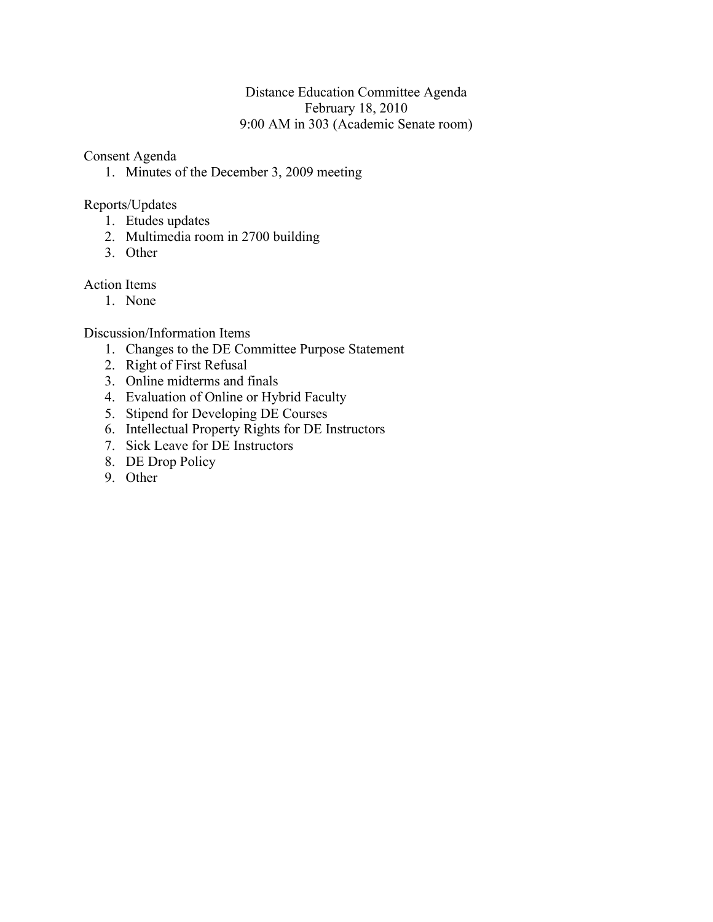# Distance Education Committee Agenda

February 18, 2010

9:00 AM in 303 (Academic Senate room)

Consent Agenda

1. Minutes of the December 3, 2009 meeting

Reports/Updates

1. Etudes updates
2. Multimedia room in 2700 building
3. Other

Action Items

1. None

Discussion/Information Items

1. Changes to the DE Committee Purpose Statement
2. Right of First Refusal
3. Online midterms and finals
4. Evaluation of Online or Hybrid Faculty
5. Stipend for Developing DE Courses
6. Intellectual Property Rights for DE Instructors
7. Sick Leave for DE Instructors
8. DE Drop Policy
9. Other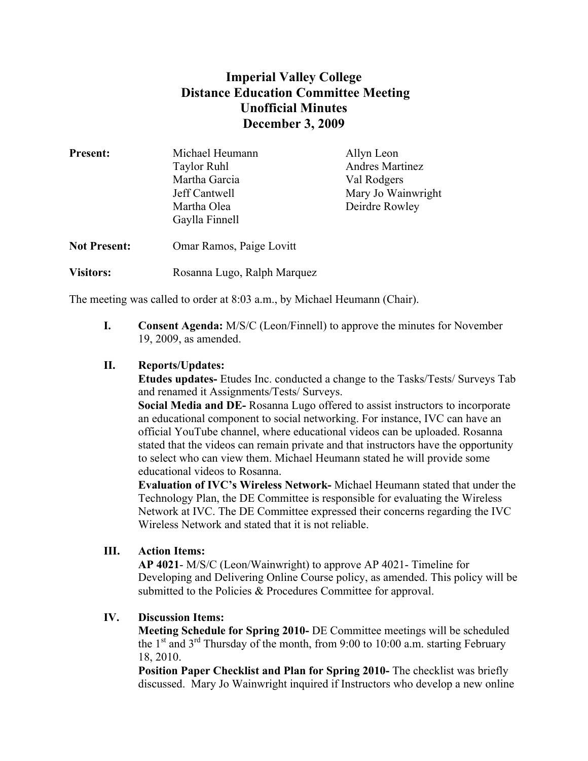# Imperial Valley College
## Distance Education Committee Meeting
## Unofficial Minutes
## December 3, 2009

**Present:**

| | |
|---|---|
| Michael Heumann | Allyn Leon |
| Taylor Ruhl | Andres Martinez |
| Martha Garcia | Val Rodgers |
| Jeff Cantwell | Mary Jo Wainwright |
| Martha Olea | Deirdre Rowley |
| Gaylla Finnell | |

**Not Present:** Omar Ramos, Paige Lovitt

**Visitors:** Rosanna Lugo, Ralph Marquez

The meeting was called to order at 8:03 a.m., by Michael Heumann (Chair).

**I. Consent Agenda:** M/S/C (Leon/Finnell) to approve the minutes for November 19, 2009, as amended.

**II. Reports/Updates:**

**Etudes updates-** Etudes Inc. conducted a change to the Tasks/Tests/ Surveys Tab and renamed it Assignments/Tests/ Surveys.

**Social Media and DE-** Rosanna Lugo offered to assist instructors to incorporate an educational component to social networking. For instance, IVC can have an official YouTube channel, where educational videos can be uploaded. Rosanna stated that the videos can remain private and that instructors have the opportunity to select who can view them. Michael Heumann stated he will provide some educational videos to Rosanna.

**Evaluation of IVC's Wireless Network-** Michael Heumann stated that under the Technology Plan, the DE Committee is responsible for evaluating the Wireless Network at IVC. The DE Committee expressed their concerns regarding the IVC Wireless Network and stated that it is not reliable.

**III. Action Items:**

**AP 4021**- M/S/C (Leon/Wainwright) to approve AP 4021- Timeline for Developing and Delivering Online Course policy, as amended. This policy will be submitted to the Policies & Procedures Committee for approval.

**IV. Discussion Items:**

**Meeting Schedule for Spring 2010-** DE Committee meetings will be scheduled the 1st and 3rd Thursday of the month, from 9:00 to 10:00 a.m. starting February 18, 2010.

**Position Paper Checklist and Plan for Spring 2010-** The checklist was briefly discussed. Mary Jo Wainwright inquired if Instructors who develop a new online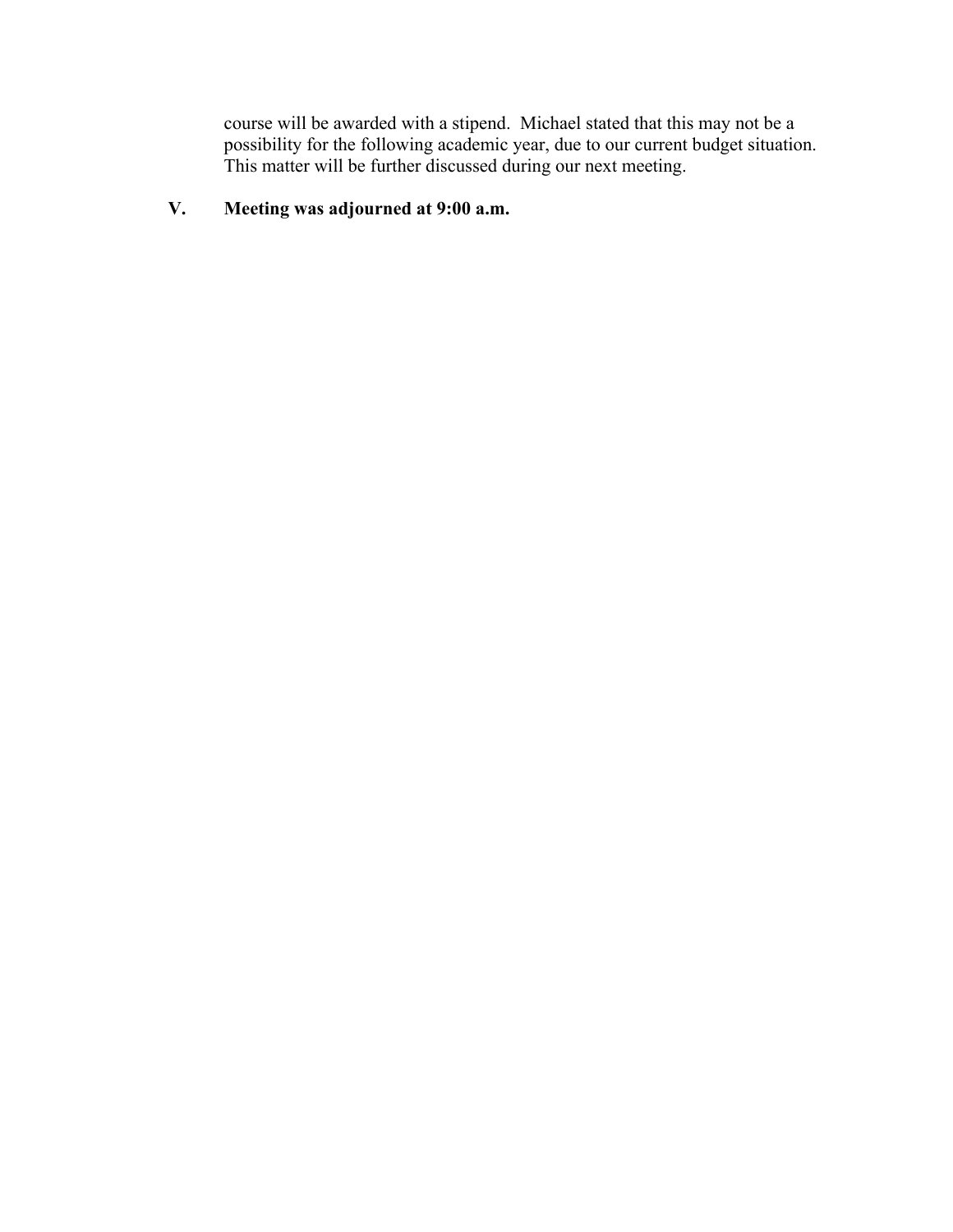course will be awarded with a stipend.  Michael stated that this may not be a possibility for the following academic year, due to our current budget situation. This matter will be further discussed during our next meeting.

**V. Meeting was adjourned at 9:00 a.m.**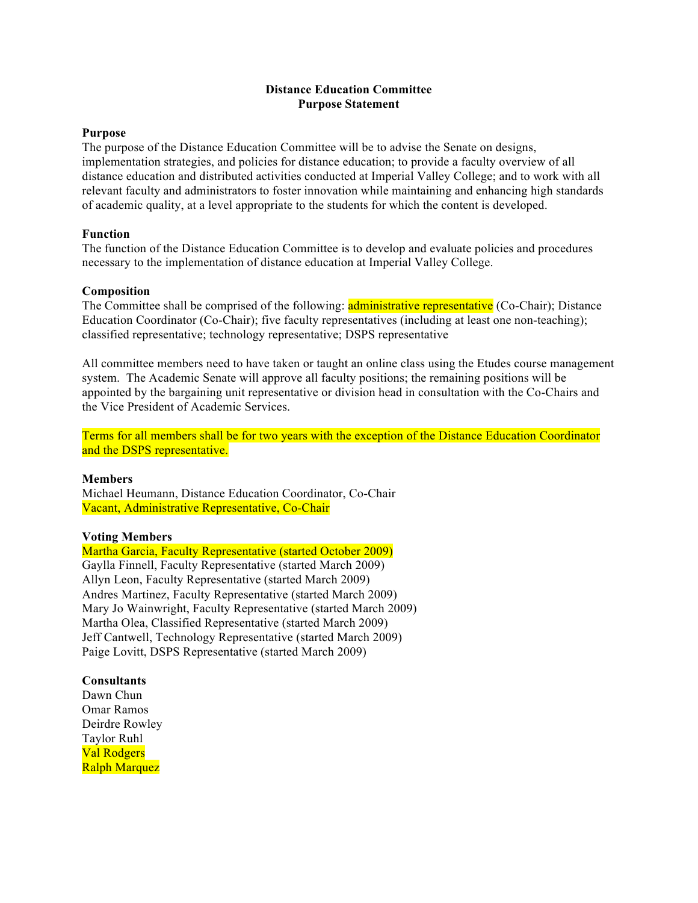**Distance Education Committee**
**Purpose Statement**

**Purpose**

The purpose of the Distance Education Committee will be to advise the Senate on designs, implementation strategies, and policies for distance education; to provide a faculty overview of all distance education and distributed activities conducted at Imperial Valley College; and to work with all relevant faculty and administrators to foster innovation while maintaining and enhancing high standards of academic quality, at a level appropriate to the students for which the content is developed.

**Function**

The function of the Distance Education Committee is to develop and evaluate policies and procedures necessary to the implementation of distance education at Imperial Valley College.

**Composition**

The Committee shall be comprised of the following: administrative representative (Co-Chair); Distance Education Coordinator (Co-Chair); five faculty representatives (including at least one non-teaching); classified representative; technology representative; DSPS representative

All committee members need to have taken or taught an online class using the Etudes course management system. The Academic Senate will approve all faculty positions; the remaining positions will be appointed by the bargaining unit representative or division head in consultation with the Co-Chairs and the Vice President of Academic Services.

Terms for all members shall be for two years with the exception of the Distance Education Coordinator and the DSPS representative.

**Members**

Michael Heumann, Distance Education Coordinator, Co-Chair
Vacant, Administrative Representative, Co-Chair

**Voting Members**

Martha Garcia, Faculty Representative (started October 2009)
Gaylla Finnell, Faculty Representative (started March 2009)
Allyn Leon, Faculty Representative (started March 2009)
Andres Martinez, Faculty Representative (started March 2009)
Mary Jo Wainwright, Faculty Representative (started March 2009)
Martha Olea, Classified Representative (started March 2009)
Jeff Cantwell, Technology Representative (started March 2009)
Paige Lovitt, DSPS Representative (started March 2009)

**Consultants**

Dawn Chun
Omar Ramos
Deirdre Rowley
Taylor Ruhl
Val Rodgers
Ralph Marquez